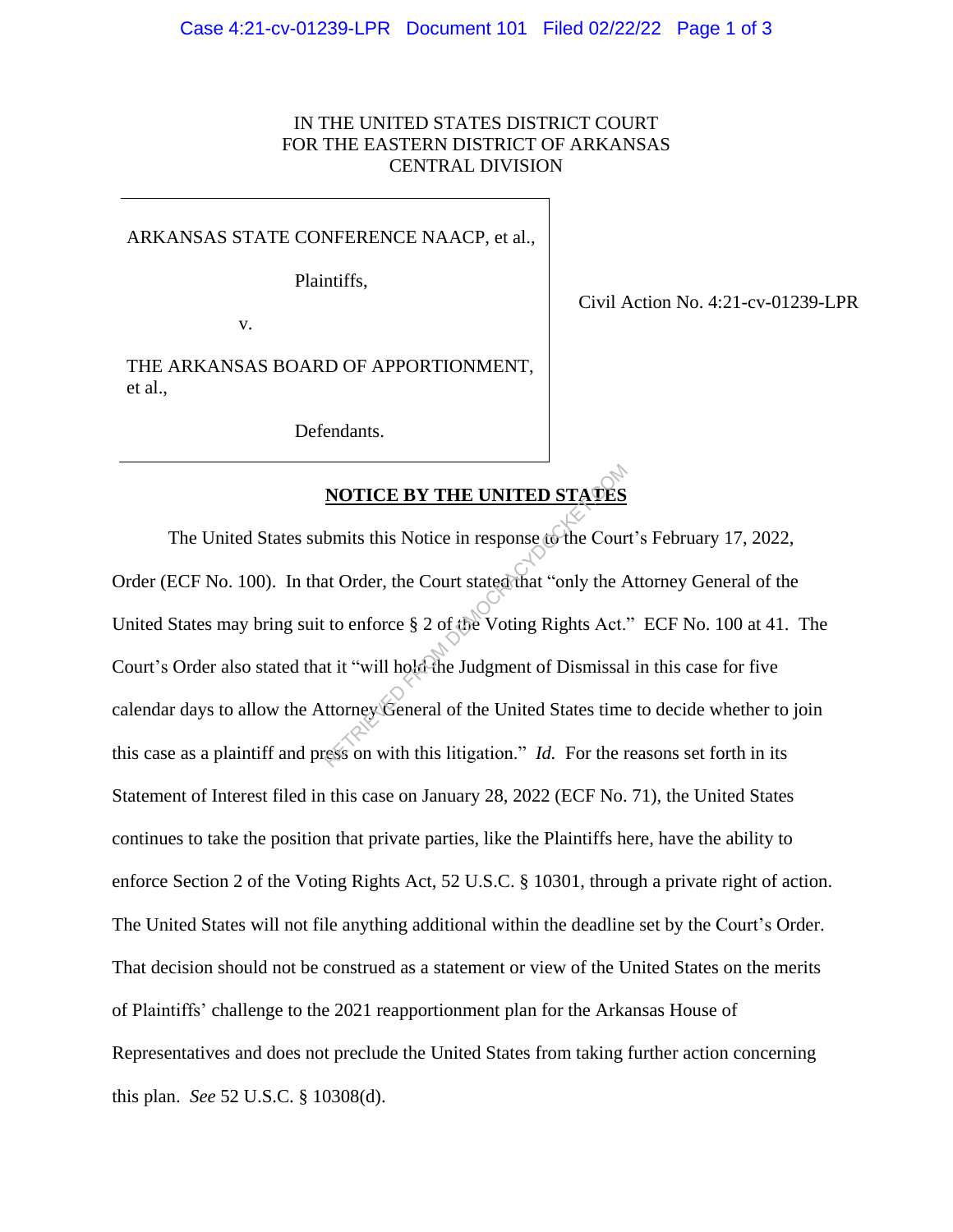IN THE UNITED STATES DISTRICT COURT
FOR THE EASTERN DISTRICT OF ARKANSAS
CENTRAL DIVISION

| | |
|---|---|
| ARKANSAS STATE CONFERENCE NAACP, et al.,<br><br>Plaintiffs,<br><br>v.<br><br>THE ARKANSAS BOARD OF APPORTIONMENT, et al.,<br><br>Defendants. | Civil Action No. 4:21-cv-01239-LPR |

**NOTICE BY THE UNITED STATES**

The United States submits this Notice in response to the Court's February 17, 2022, Order (ECF No. 100). In that Order, the Court stated that "only the Attorney General of the United States may bring suit to enforce § 2 of the Voting Rights Act." ECF No. 100 at 41. The Court's Order also stated that it "will hold the Judgment of Dismissal in this case for five calendar days to allow the Attorney General of the United States time to decide whether to join this case as a plaintiff and press on with this litigation." *Id.* For the reasons set forth in its Statement of Interest filed in this case on January 28, 2022 (ECF No. 71), the United States continues to take the position that private parties, like the Plaintiffs here, have the ability to enforce Section 2 of the Voting Rights Act, 52 U.S.C. § 10301, through a private right of action. The United States will not file anything additional within the deadline set by the Court's Order. That decision should not be construed as a statement or view of the United States on the merits of Plaintiffs' challenge to the 2021 reapportionment plan for the Arkansas House of Representatives and does not preclude the United States from taking further action concerning this plan. *See* 52 U.S.C. § 10308(d).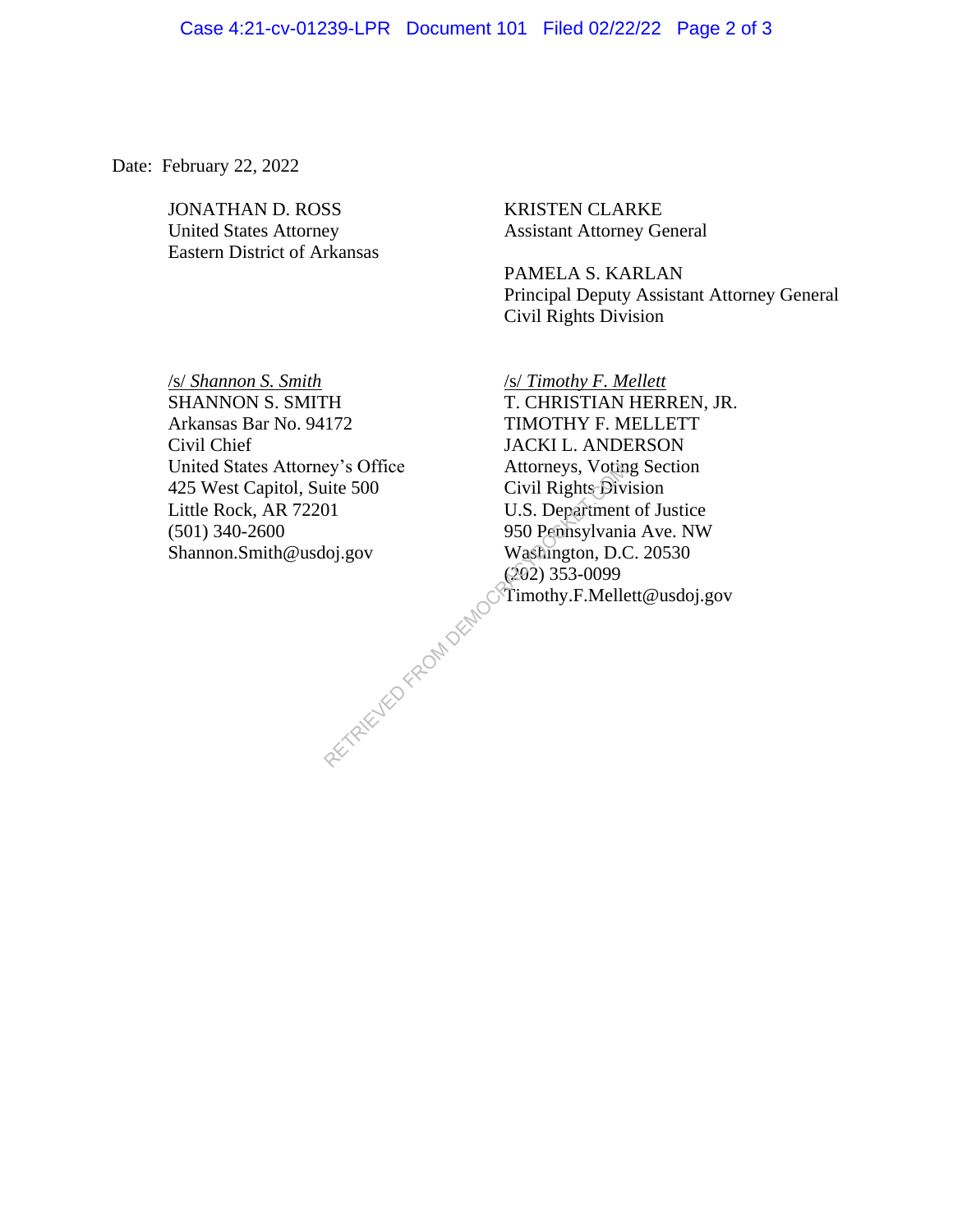Date: February 22, 2022

JONATHAN D. ROSS
United States Attorney
Eastern District of Arkansas

KRISTEN CLARKE
Assistant Attorney General

PAMELA S. KARLAN
Principal Deputy Assistant Attorney General
Civil Rights Division

/s/ *Shannon S. Smith*
SHANNON S. SMITH
Arkansas Bar No. 94172
Civil Chief
United States Attorney's Office
425 West Capitol, Suite 500
Little Rock, AR 72201
(501) 340-2600
Shannon.Smith@usdoj.gov

/s/ *Timothy F. Mellett*
T. CHRISTIAN HERREN, JR.
TIMOTHY F. MELLETT
JACKI L. ANDERSON
Attorneys, Voting Section
Civil Rights Division
U.S. Department of Justice
950 Pennsylvania Ave. NW
Washington, D.C. 20530
(202) 353-0099
Timothy.F.Mellett@usdoj.gov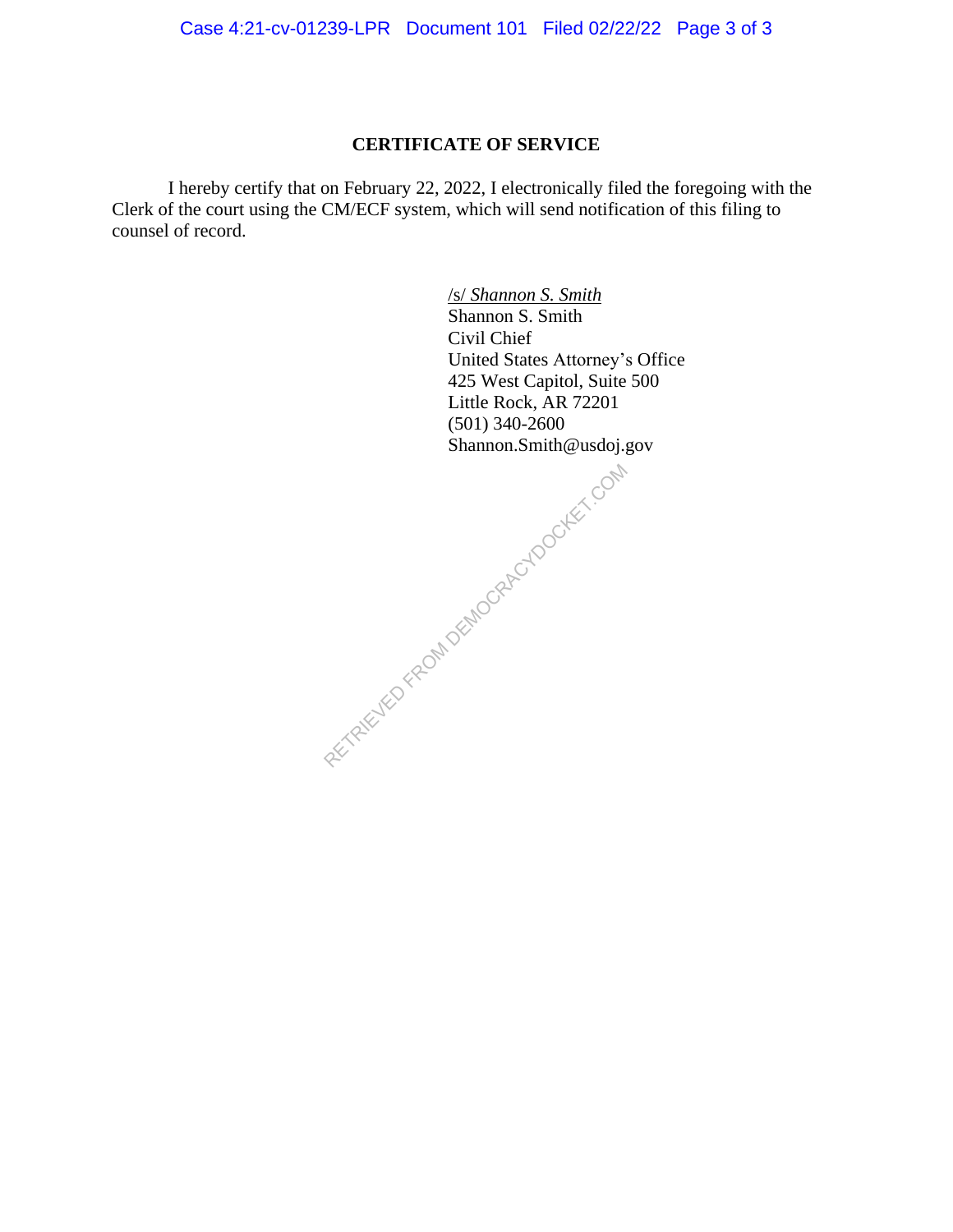## CERTIFICATE OF SERVICE

I hereby certify that on February 22, 2022, I electronically filed the foregoing with the Clerk of the court using the CM/ECF system, which will send notification of this filing to counsel of record.

/s/ *Shannon S. Smith*
Shannon S. Smith
Civil Chief
United States Attorney's Office
425 West Capitol, Suite 500
Little Rock, AR 72201
(501) 340-2600
Shannon.Smith@usdoj.gov